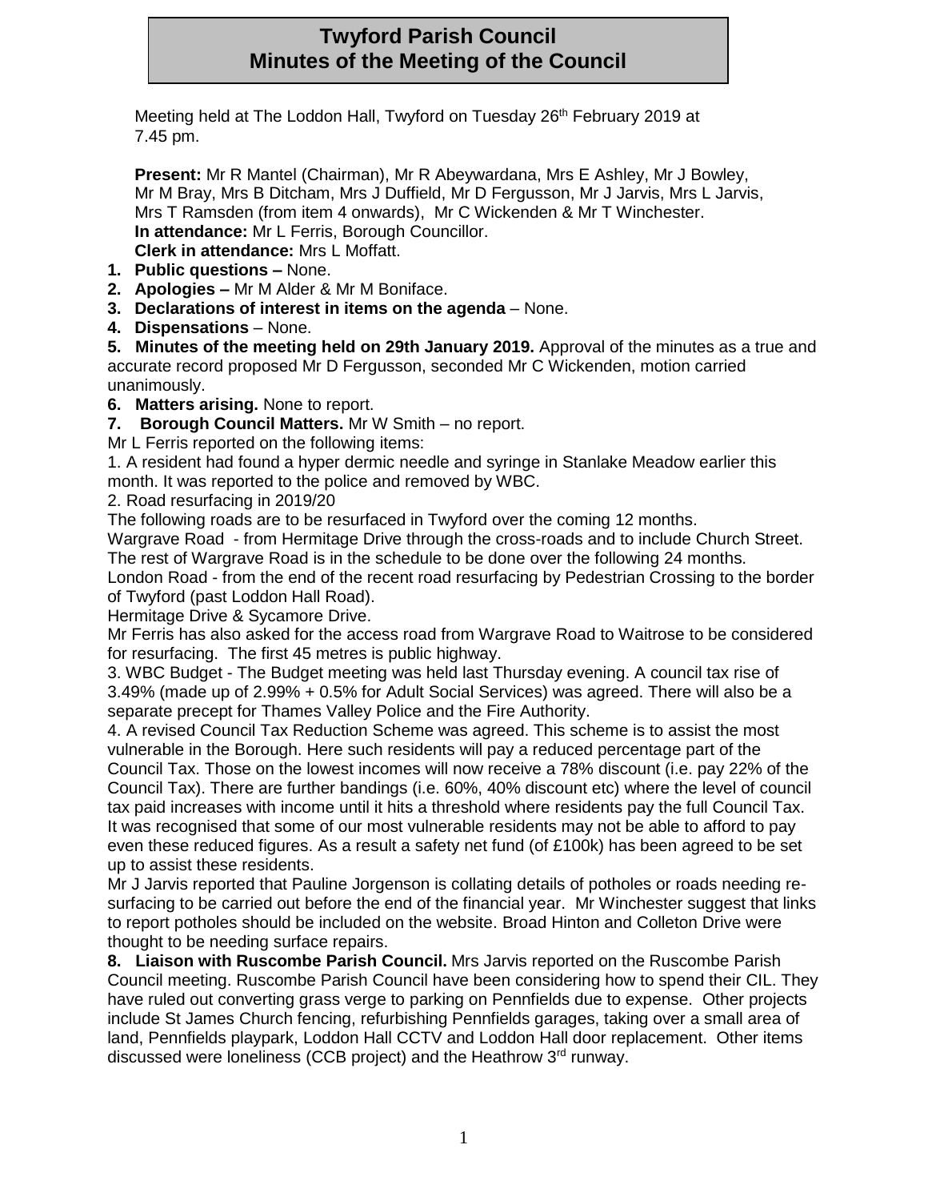# Twyford Parish Council
## Minutes of the Meeting of the Council

Meeting held at The Loddon Hall, Twyford on Tuesday 26th February 2019 at 7.45 pm.

**Present:** Mr R Mantel (Chairman), Mr R Abeywardana, Mrs E Ashley, Mr J Bowley, Mr M Bray, Mrs B Ditcham, Mrs J Duffield, Mr D Fergusson, Mr J Jarvis, Mrs L Jarvis, Mrs T Ramsden (from item 4 onwards), Mr C Wickenden & Mr T Winchester.
**In attendance:** Mr L Ferris, Borough Councillor.
**Clerk in attendance:** Mrs L Moffatt.

1. **Public questions –** None.
2. **Apologies –** Mr M Alder & Mr M Boniface.
3. **Declarations of interest in items on the agenda** – None.
4. **Dispensations** – None.
5. **Minutes of the meeting held on 29th January 2019.** Approval of the minutes as a true and accurate record proposed Mr D Fergusson, seconded Mr C Wickenden, motion carried unanimously.
6. **Matters arising.** None to report.
7. **Borough Council Matters.** Mr W Smith – no report.

Mr L Ferris reported on the following items:

1. A resident had found a hyper dermic needle and syringe in Stanlake Meadow earlier this month. It was reported to the police and removed by WBC.
2. Road resurfacing in 2019/20

The following roads are to be resurfaced in Twyford over the coming 12 months.
Wargrave Road - from Hermitage Drive through the cross-roads and to include Church Street. The rest of Wargrave Road is in the schedule to be done over the following 24 months.
London Road - from the end of the recent road resurfacing by Pedestrian Crossing to the border of Twyford (past Loddon Hall Road).
Hermitage Drive & Sycamore Drive.
Mr Ferris has also asked for the access road from Wargrave Road to Waitrose to be considered for resurfacing. The first 45 metres is public highway.

3. WBC Budget - The Budget meeting was held last Thursday evening. A council tax rise of 3.49% (made up of 2.99% + 0.5% for Adult Social Services) was agreed. There will also be a separate precept for Thames Valley Police and the Fire Authority.
4. A revised Council Tax Reduction Scheme was agreed. This scheme is to assist the most vulnerable in the Borough. Here such residents will pay a reduced percentage part of the Council Tax. Those on the lowest incomes will now receive a 78% discount (i.e. pay 22% of the Council Tax). There are further bandings (i.e. 60%, 40% discount etc) where the level of council tax paid increases with income until it hits a threshold where residents pay the full Council Tax. It was recognised that some of our most vulnerable residents may not be able to afford to pay even these reduced figures. As a result a safety net fund (of £100k) has been agreed to be set up to assist these residents.

Mr J Jarvis reported that Pauline Jorgenson is collating details of potholes or roads needing re-surfacing to be carried out before the end of the financial year. Mr Winchester suggest that links to report potholes should be included on the website. Broad Hinton and Colleton Drive were thought to be needing surface repairs.

8. **Liaison with Ruscombe Parish Council.** Mrs Jarvis reported on the Ruscombe Parish Council meeting. Ruscombe Parish Council have been considering how to spend their CIL. They have ruled out converting grass verge to parking on Pennfields due to expense. Other projects include St James Church fencing, refurbishing Pennfields garages, taking over a small area of land, Pennfields playpark, Loddon Hall CCTV and Loddon Hall door replacement. Other items discussed were loneliness (CCB project) and the Heathrow 3rd runway.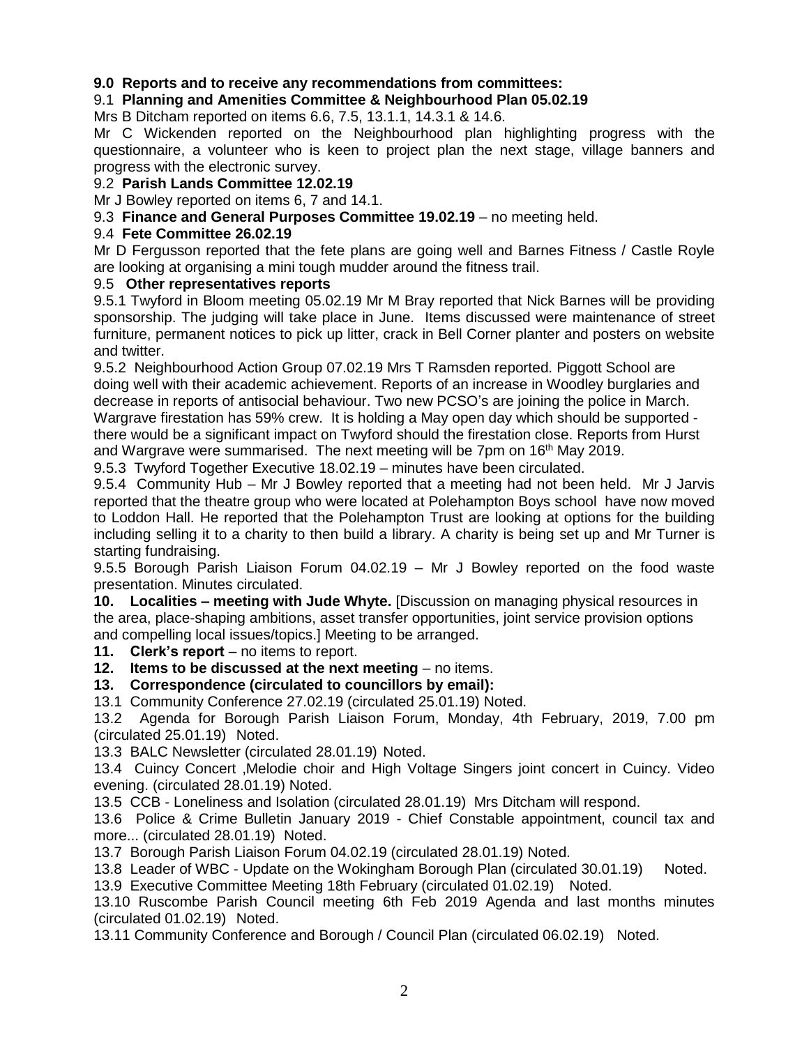**9.0 Reports and to receive any recommendations from committees:**

9.1 **Planning and Amenities Committee & Neighbourhood Plan 05.02.19**

Mrs B Ditcham reported on items 6.6, 7.5, 13.1.1, 14.3.1 & 14.6.

Mr C Wickenden reported on the Neighbourhood plan highlighting progress with the questionnaire, a volunteer who is keen to project plan the next stage, village banners and progress with the electronic survey.

9.2 **Parish Lands Committee 12.02.19**

Mr J Bowley reported on items 6, 7 and 14.1.

9.3 **Finance and General Purposes Committee 19.02.19** – no meeting held.

9.4 **Fete Committee 26.02.19**

Mr D Fergusson reported that the fete plans are going well and Barnes Fitness / Castle Royle are looking at organising a mini tough mudder around the fitness trail.

9.5 **Other representatives reports**

9.5.1 Twyford in Bloom meeting 05.02.19 Mr M Bray reported that Nick Barnes will be providing sponsorship. The judging will take place in June. Items discussed were maintenance of street furniture, permanent notices to pick up litter, crack in Bell Corner planter and posters on website and twitter.

9.5.2 Neighbourhood Action Group 07.02.19 Mrs T Ramsden reported. Piggott School are doing well with their academic achievement. Reports of an increase in Woodley burglaries and decrease in reports of antisocial behaviour. Two new PCSO's are joining the police in March. Wargrave firestation has 59% crew. It is holding a May open day which should be supported - there would be a significant impact on Twyford should the firestation close. Reports from Hurst and Wargrave were summarised. The next meeting will be 7pm on 16th May 2019.

9.5.3 Twyford Together Executive 18.02.19 – minutes have been circulated.

9.5.4 Community Hub – Mr J Bowley reported that a meeting had not been held. Mr J Jarvis reported that the theatre group who were located at Polehampton Boys school have now moved to Loddon Hall. He reported that the Polehampton Trust are looking at options for the building including selling it to a charity to then build a library. A charity is being set up and Mr Turner is starting fundraising.

9.5.5 Borough Parish Liaison Forum 04.02.19 – Mr J Bowley reported on the food waste presentation. Minutes circulated.

**10. Localities – meeting with Jude Whyte.** [Discussion on managing physical resources in the area, place-shaping ambitions, asset transfer opportunities, joint service provision options and compelling local issues/topics.] Meeting to be arranged.

**11. Clerk's report** – no items to report.

**12. Items to be discussed at the next meeting** – no items.

**13. Correspondence (circulated to councillors by email):**

13.1 Community Conference 27.02.19 (circulated 25.01.19) Noted.

13.2 Agenda for Borough Parish Liaison Forum, Monday, 4th February, 2019, 7.00 pm (circulated 25.01.19) Noted.

13.3 BALC Newsletter (circulated 28.01.19) Noted.

13.4 Cuincy Concert ,Melodie choir and High Voltage Singers joint concert in Cuincy. Video evening. (circulated 28.01.19) Noted.

13.5 CCB - Loneliness and Isolation (circulated 28.01.19) Mrs Ditcham will respond.

13.6 Police & Crime Bulletin January 2019 - Chief Constable appointment, council tax and more... (circulated 28.01.19) Noted.

13.7 Borough Parish Liaison Forum 04.02.19 (circulated 28.01.19) Noted.

13.8 Leader of WBC - Update on the Wokingham Borough Plan (circulated 30.01.19) Noted.

13.9 Executive Committee Meeting 18th February (circulated 01.02.19) Noted.

13.10 Ruscombe Parish Council meeting 6th Feb 2019 Agenda and last months minutes (circulated 01.02.19) Noted.

13.11 Community Conference and Borough / Council Plan (circulated 06.02.19) Noted.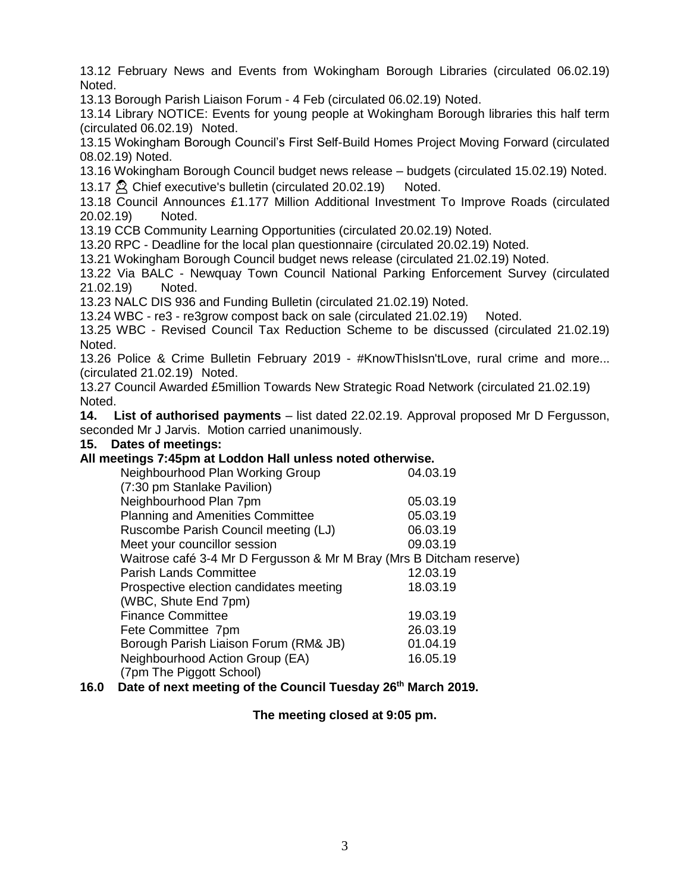13.12 February News and Events from Wokingham Borough Libraries (circulated 06.02.19) Noted.

13.13 Borough Parish Liaison Forum - 4 Feb (circulated 06.02.19) Noted.

13.14 Library NOTICE: Events for young people at Wokingham Borough libraries this half term (circulated 06.02.19) Noted.

13.15 Wokingham Borough Council's First Self-Build Homes Project Moving Forward (circulated 08.02.19) Noted.

13.16 Wokingham Borough Council budget news release – budgets (circulated 15.02.19) Noted.

13.17 🤵 Chief executive's bulletin (circulated 20.02.19) Noted.

13.18 Council Announces £1.177 Million Additional Investment To Improve Roads (circulated 20.02.19) Noted.

13.19 CCB Community Learning Opportunities (circulated 20.02.19) Noted.

13.20 RPC - Deadline for the local plan questionnaire (circulated 20.02.19) Noted.

13.21 Wokingham Borough Council budget news release (circulated 21.02.19) Noted.

13.22 Via BALC - Newquay Town Council National Parking Enforcement Survey (circulated 21.02.19) Noted.

13.23 NALC DIS 936 and Funding Bulletin (circulated 21.02.19) Noted.

13.24 WBC - re3 - re3grow compost back on sale (circulated 21.02.19) Noted.

13.25 WBC - Revised Council Tax Reduction Scheme to be discussed (circulated 21.02.19) Noted.

13.26 Police & Crime Bulletin February 2019 - #KnowThisIsn'tLove, rural crime and more... (circulated 21.02.19) Noted.

13.27 Council Awarded £5million Towards New Strategic Road Network (circulated 21.02.19) Noted.

**14. List of authorised payments** – list dated 22.02.19. Approval proposed Mr D Fergusson, seconded Mr J Jarvis. Motion carried unanimously.

**15. Dates of meetings:**

**All meetings 7:45pm at Loddon Hall unless noted otherwise.**

| | |
|---|---|
| Neighbourhood Plan Working Group (7:30 pm Stanlake Pavilion) | 04.03.19 |
| Neighbourhood Plan 7pm | 05.03.19 |
| Planning and Amenities Committee | 05.03.19 |
| Ruscombe Parish Council meeting (LJ) | 06.03.19 |
| Meet your councillor session | 09.03.19 |
| Waitrose café 3-4 Mr D Fergusson & Mr M Bray (Mrs B Ditcham reserve) | |
| Parish Lands Committee | 12.03.19 |
| Prospective election candidates meeting (WBC, Shute End 7pm) | 18.03.19 |
| Finance Committee | 19.03.19 |
| Fete Committee 7pm | 26.03.19 |
| Borough Parish Liaison Forum (RM& JB) | 01.04.19 |
| Neighbourhood Action Group (EA) (7pm The Piggott School) | 16.05.19 |

**16.0 Date of next meeting of the Council Tuesday 26th March 2019.**

**The meeting closed at 9:05 pm.**